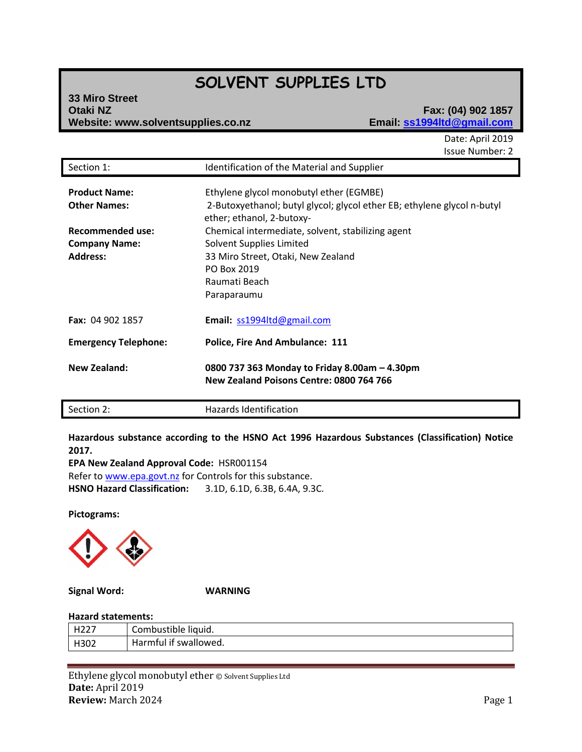# SOLVENT SUPPLIES LTD

**33 Miro Street**
**Otaki NZ**
**Website: www.solventsupplies.co.nz**

**Fax: (04) 902 1857**
**Email: ss1994ltd@gmail.com**

Date: April 2019
Issue Number: 2

## Section 1: Identification of the Material and Supplier

**Product Name:** Ethylene glycol monobutyl ether (EGMBE)

**Other Names:** 2-Butoxyethanol; butyl glycol; glycol ether EB; ethylene glycol n-butyl ether; ethanol, 2-butoxy-

**Recommended use:** Chemical intermediate, solvent, stabilizing agent

**Company Name:** Solvent Supplies Limited

**Address:** 33 Miro Street, Otaki, New Zealand
PO Box 2019
Raumati Beach
Paraparaumu

**Fax:** 04 902 1857

**Email:** ss1994ltd@gmail.com

**Emergency Telephone:** **Police, Fire And Ambulance: 111**

**New Zealand:** **0800 737 363 Monday to Friday 8.00am – 4.30pm**
**New Zealand Poisons Centre: 0800 764 766**

## Section 2: Hazards Identification

**Hazardous substance according to the HSNO Act 1996 Hazardous Substances (Classification) Notice 2017.**

**EPA New Zealand Approval Code:** HSR001154

Refer to www.epa.govt.nz for Controls for this substance.

**HSNO Hazard Classification:** 3.1D, 6.1D, 6.3B, 6.4A, 9.3C.

**Pictograms:**

**Signal Word:** **WARNING**

**Hazard statements:**

| | |
|---|---|
| H227 | Combustible liquid. |
| H302 | Harmful if swallowed. |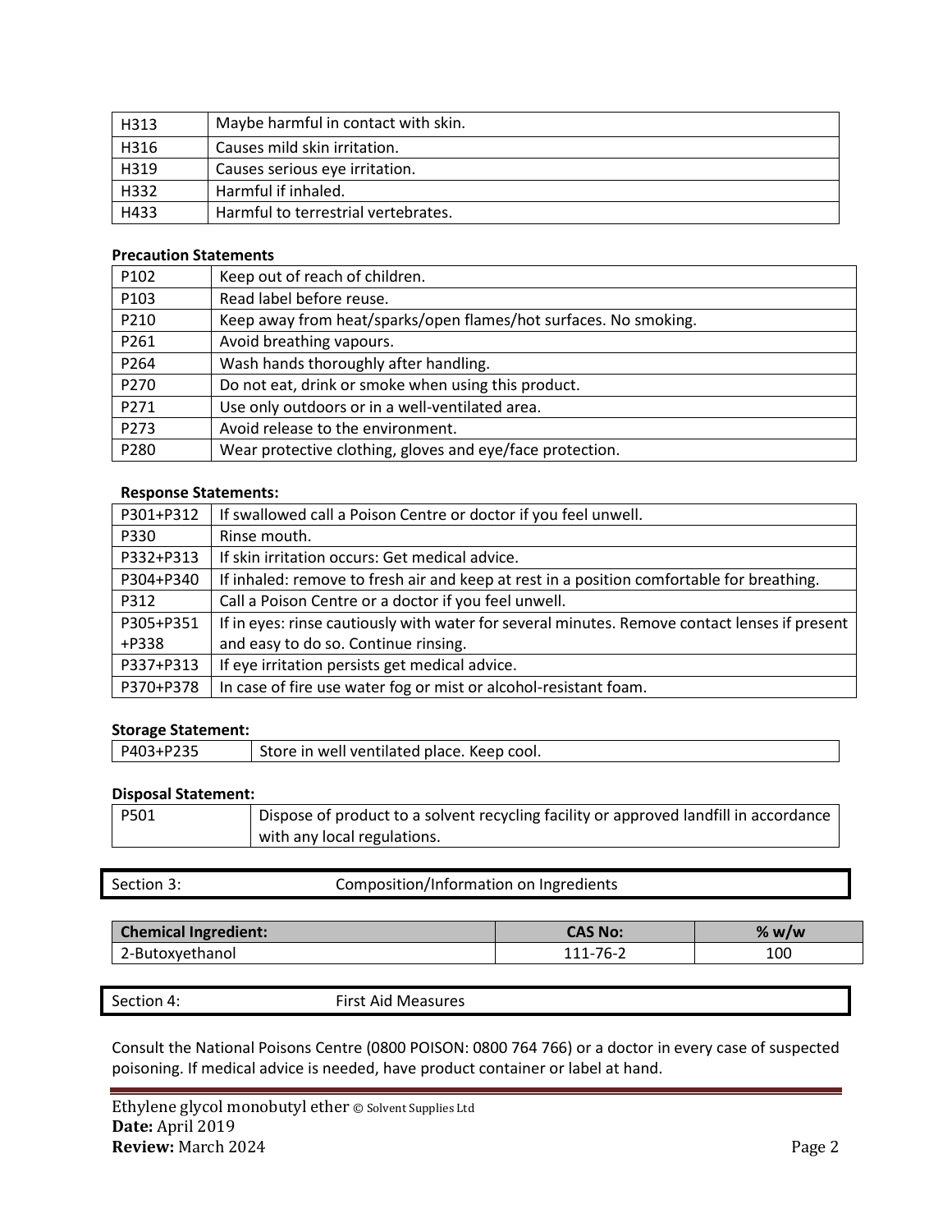| H313 | Maybe harmful in contact with skin. |
| --- | --- |
| H316 | Causes mild skin irritation. |
| H319 | Causes serious eye irritation. |
| H332 | Harmful if inhaled. |
| H433 | Harmful to terrestrial vertebrates. |

**Precaution Statements**

| P102 | Keep out of reach of children. |
| --- | --- |
| P103 | Read label before reuse. |
| P210 | Keep away from heat/sparks/open flames/hot surfaces. No smoking. |
| P261 | Avoid breathing vapours. |
| P264 | Wash hands thoroughly after handling. |
| P270 | Do not eat, drink or smoke when using this product. |
| P271 | Use only outdoors or in a well-ventilated area. |
| P273 | Avoid release to the environment. |
| P280 | Wear protective clothing, gloves and eye/face protection. |

**Response Statements:**

| P301+P312 | If swallowed call a Poison Centre or doctor if you feel unwell. |
| --- | --- |
| P330 | Rinse mouth. |
| P332+P313 | If skin irritation occurs: Get medical advice. |
| P304+P340 | If inhaled: remove to fresh air and keep at rest in a position comfortable for breathing. |
| P312 | Call a Poison Centre or a doctor if you feel unwell. |
| P305+P351+P338 | If in eyes: rinse cautiously with water for several minutes. Remove contact lenses if present and easy to do so. Continue rinsing. |
| P337+P313 | If eye irritation persists get medical advice. |
| P370+P378 | In case of fire use water fog or mist or alcohol-resistant foam. |

**Storage Statement:**

| P403+P235 | Store in well ventilated place. Keep cool. |
| --- | --- |

**Disposal Statement:**

| P501 | Dispose of product to a solvent recycling facility or approved landfill in accordance with any local regulations. |
| --- | --- |

## Section 3: Composition/Information on Ingredients

| Chemical Ingredient: | CAS No: | % w/w |
| --- | --- | --- |
| 2-Butoxyethanol | 111-76-2 | 100 |

## Section 4: First Aid Measures

Consult the National Poisons Centre (0800 POISON: 0800 764 766) or a doctor in every case of suspected poisoning. If medical advice is needed, have product container or label at hand.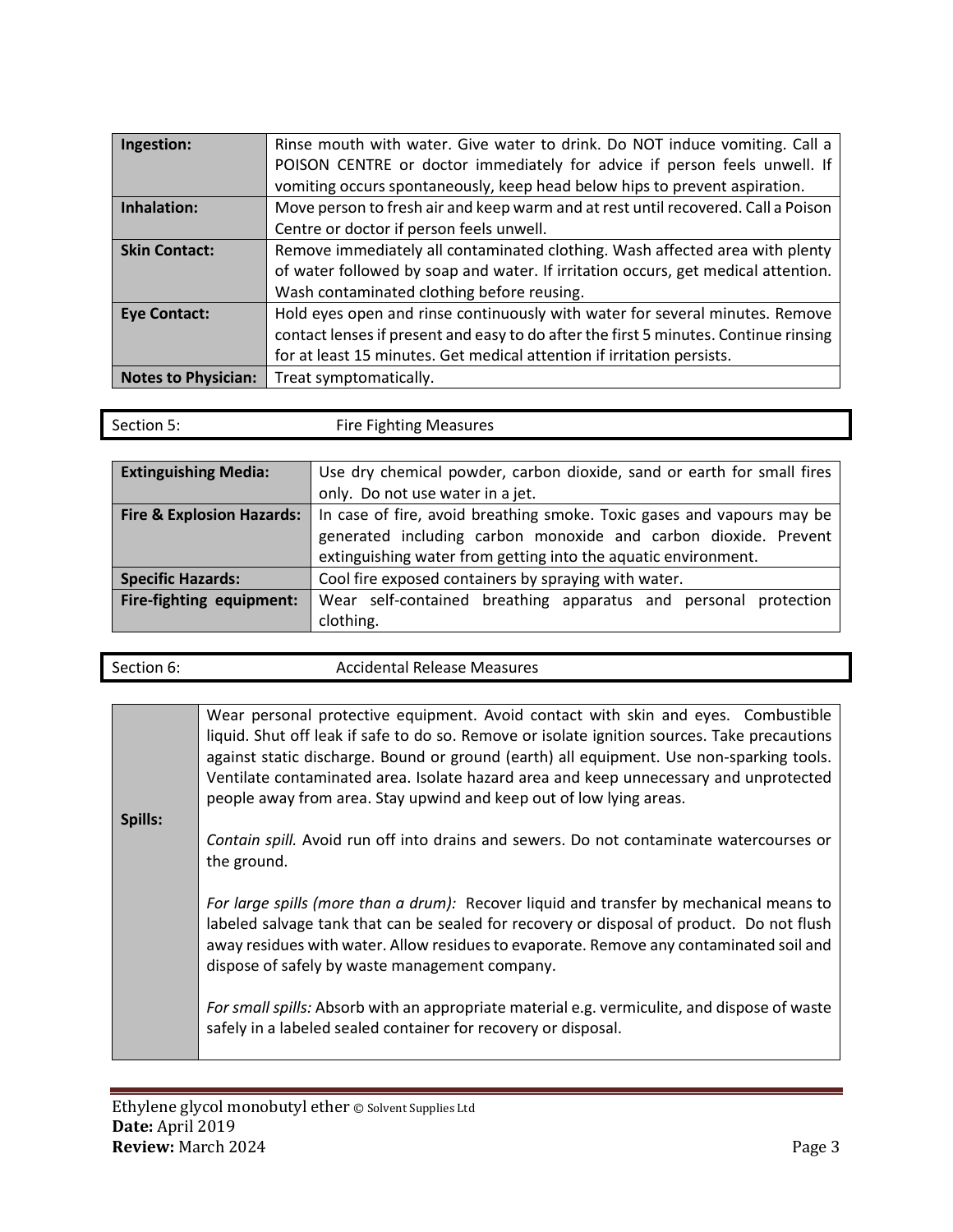| | |
|---|---|
| **Ingestion:** | Rinse mouth with water. Give water to drink. Do NOT induce vomiting. Call a POISON CENTRE or doctor immediately for advice if person feels unwell. If vomiting occurs spontaneously, keep head below hips to prevent aspiration. |
| **Inhalation:** | Move person to fresh air and keep warm and at rest until recovered. Call a Poison Centre or doctor if person feels unwell. |
| **Skin Contact:** | Remove immediately all contaminated clothing. Wash affected area with plenty of water followed by soap and water. If irritation occurs, get medical attention. Wash contaminated clothing before reusing. |
| **Eye Contact:** | Hold eyes open and rinse continuously with water for several minutes. Remove contact lenses if present and easy to do after the first 5 minutes. Continue rinsing for at least 15 minutes. Get medical attention if irritation persists. |
| **Notes to Physician:** | Treat symptomatically. |

## Section 5: Fire Fighting Measures

| | |
|---|---|
| **Extinguishing Media:** | Use dry chemical powder, carbon dioxide, sand or earth for small fires only. Do not use water in a jet. |
| **Fire & Explosion Hazards:** | In case of fire, avoid breathing smoke. Toxic gases and vapours may be generated including carbon monoxide and carbon dioxide. Prevent extinguishing water from getting into the aquatic environment. |
| **Specific Hazards:** | Cool fire exposed containers by spraying with water. |
| **Fire-fighting equipment:** | Wear self-contained breathing apparatus and personal protection clothing. |

## Section 6: Accidental Release Measures

| | |
|---|---|
| **Spills:** | Wear personal protective equipment. Avoid contact with skin and eyes. Combustible liquid. Shut off leak if safe to do so. Remove or isolate ignition sources. Take precautions against static discharge. Bound or ground (earth) all equipment. Use non-sparking tools. Ventilate contaminated area. Isolate hazard area and keep unnecessary and unprotected people away from area. Stay upwind and keep out of low lying areas.<br><br>*Contain spill.* Avoid run off into drains and sewers. Do not contaminate watercourses or the ground.<br><br>*For large spills (more than a drum):* Recover liquid and transfer by mechanical means to labeled salvage tank that can be sealed for recovery or disposal of product. Do not flush away residues with water. Allow residues to evaporate. Remove any contaminated soil and dispose of safely by waste management company.<br><br>*For small spills:* Absorb with an appropriate material e.g. vermiculite, and dispose of waste safely in a labeled sealed container for recovery or disposal. |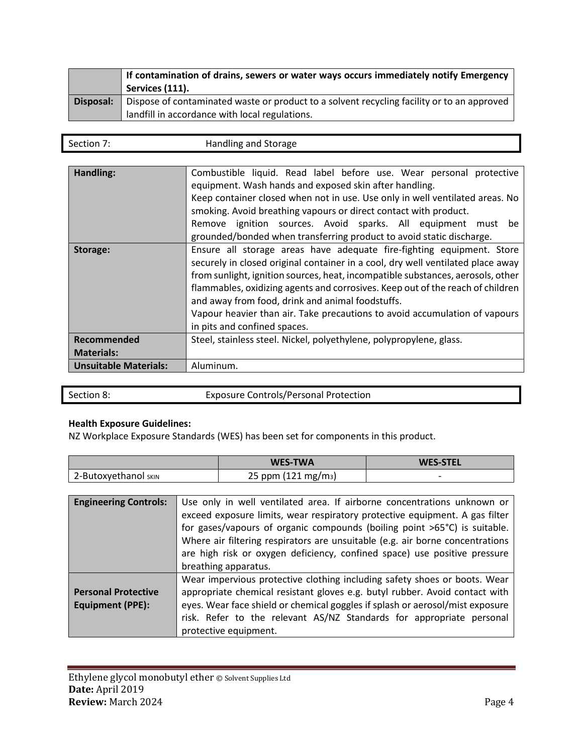| | **If contamination of drains, sewers or water ways occurs immediately notify Emergency Services (111).** |
|---|---|
| **Disposal:** | Dispose of contaminated waste or product to a solvent recycling facility or to an approved landfill in accordance with local regulations. |

## Section 7: Handling and Storage

| | |
|---|---|
| **Handling:** | Combustible liquid. Read label before use. Wear personal protective equipment. Wash hands and exposed skin after handling.<br>Keep container closed when not in use. Use only in well ventilated areas. No smoking. Avoid breathing vapours or direct contact with product.<br>Remove ignition sources. Avoid sparks. All equipment must be grounded/bonded when transferring product to avoid static discharge. |
| **Storage:** | Ensure all storage areas have adequate fire-fighting equipment. Store securely in closed original container in a cool, dry well ventilated place away from sunlight, ignition sources, heat, incompatible substances, aerosols, other flammables, oxidizing agents and corrosives. Keep out of the reach of children and away from food, drink and animal foodstuffs.<br>Vapour heavier than air. Take precautions to avoid accumulation of vapours in pits and confined spaces. |
| **Recommended Materials:** | Steel, stainless steel. Nickel, polyethylene, polypropylene, glass. |
| **Unsuitable Materials:** | Aluminum. |

## Section 8: Exposure Controls/Personal Protection

**Health Exposure Guidelines:**
NZ Workplace Exposure Standards (WES) has been set for components in this product.

| | **WES-TWA** | **WES-STEL** |
|---|---|---|
| 2-Butoxyethanol SKIN | 25 ppm (121 $mg/m^3$) | - |

| | |
|---|---|
| **Engineering Controls:** | Use only in well ventilated area. If airborne concentrations unknown or exceed exposure limits, wear respiratory protective equipment. A gas filter for gases/vapours of organic compounds (boiling point >65°C) is suitable. Where air filtering respirators are unsuitable (e.g. air borne concentrations are high risk or oxygen deficiency, confined space) use positive pressure breathing apparatus. |
| **Personal Protective Equipment (PPE):** | Wear impervious protective clothing including safety shoes or boots. Wear appropriate chemical resistant gloves e.g. butyl rubber. Avoid contact with eyes. Wear face shield or chemical goggles if splash or aerosol/mist exposure risk. Refer to the relevant AS/NZ Standards for appropriate personal protective equipment. |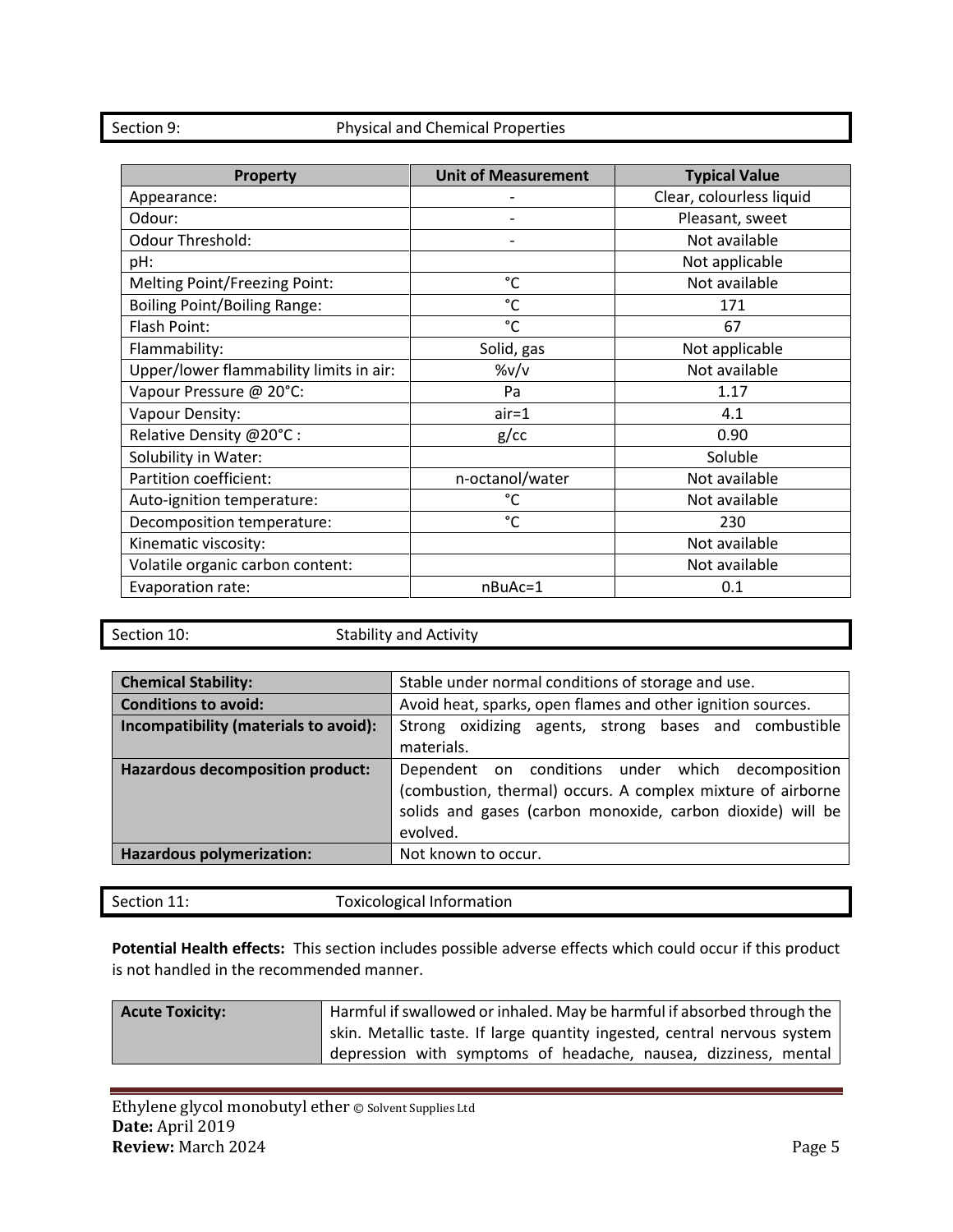## Section 9: Physical and Chemical Properties

| Property | Unit of Measurement | Typical Value |
|---|---|---|
| Appearance: | - | Clear, colourless liquid |
| Odour: | - | Pleasant, sweet |
| Odour Threshold: | - | Not available |
| pH: | | Not applicable |
| Melting Point/Freezing Point: | °C | Not available |
| Boiling Point/Boiling Range: | °C | 171 |
| Flash Point: | °C | 67 |
| Flammability: | Solid, gas | Not applicable |
| Upper/lower flammability limits in air: | %v/v | Not available |
| Vapour Pressure @ 20°C: | Pa | 1.17 |
| Vapour Density: | air=1 | 4.1 |
| Relative Density @20°C : | g/cc | 0.90 |
| Solubility in Water: | | Soluble |
| Partition coefficient: | n-octanol/water | Not available |
| Auto-ignition temperature: | °C | Not available |
| Decomposition temperature: | °C | 230 |
| Kinematic viscosity: | | Not available |
| Volatile organic carbon content: | | Not available |
| Evaporation rate: | nBuAc=1 | 0.1 |

## Section 10: Stability and Activity

| | |
|---|---|
| **Chemical Stability:** | Stable under normal conditions of storage and use. |
| **Conditions to avoid:** | Avoid heat, sparks, open flames and other ignition sources. |
| **Incompatibility (materials to avoid):** | Strong oxidizing agents, strong bases and combustible materials. |
| **Hazardous decomposition product:** | Dependent on conditions under which decomposition (combustion, thermal) occurs. A complex mixture of airborne solids and gases (carbon monoxide, carbon dioxide) will be evolved. |
| **Hazardous polymerization:** | Not known to occur. |

## Section 11: Toxicological Information

**Potential Health effects:** This section includes possible adverse effects which could occur if this product is not handled in the recommended manner.

| | |
|---|---|
| **Acute Toxicity:** | Harmful if swallowed or inhaled. May be harmful if absorbed through the skin. Metallic taste. If large quantity ingested, central nervous system depression with symptoms of headache, nausea, dizziness, mental |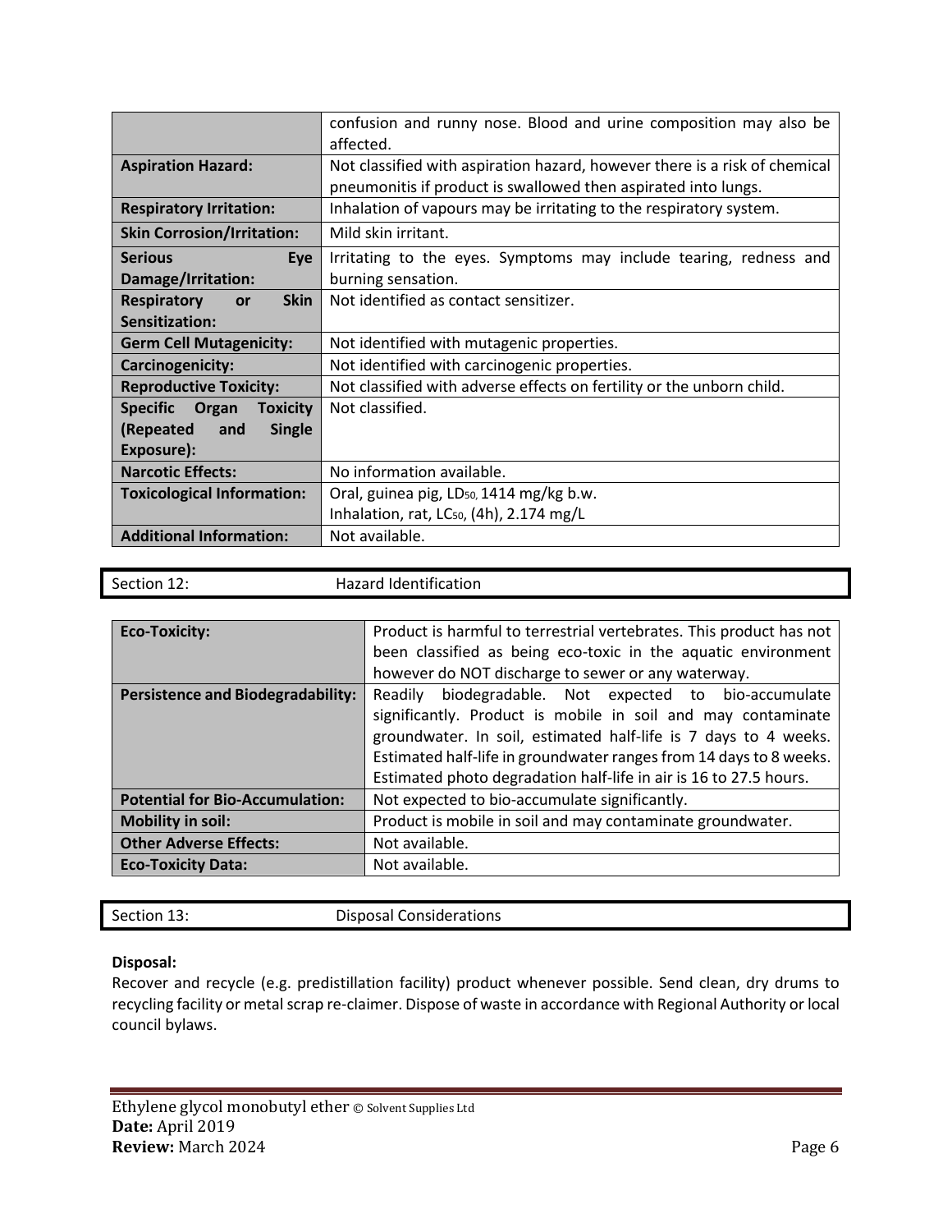| | |
|---|---|
| | confusion and runny nose. Blood and urine composition may also be affected. |
| **Aspiration Hazard:** | Not classified with aspiration hazard, however there is a risk of chemical pneumonitis if product is swallowed then aspirated into lungs. |
| **Respiratory Irritation:** | Inhalation of vapours may be irritating to the respiratory system. |
| **Skin Corrosion/Irritation:** | Mild skin irritant. |
| **Serious Eye Damage/Irritation:** | Irritating to the eyes. Symptoms may include tearing, redness and burning sensation. |
| **Respiratory or Skin Sensitization:** | Not identified as contact sensitizer. |
| **Germ Cell Mutagenicity:** | Not identified with mutagenic properties. |
| **Carcinogenicity:** | Not identified with carcinogenic properties. |
| **Reproductive Toxicity:** | Not classified with adverse effects on fertility or the unborn child. |
| **Specific Organ Toxicity (Repeated and Single Exposure):** | Not classified. |
| **Narcotic Effects:** | No information available. |
| **Toxicological Information:** | Oral, guinea pig, $LD_{50}$, 1414 mg/kg b.w.<br>Inhalation, rat, $LC_{50}$, (4h), 2.174 mg/L |
| **Additional Information:** | Not available. |

## Section 12: Hazard Identification

| | |
|---|---|
| **Eco-Toxicity:** | Product is harmful to terrestrial vertebrates. This product has not been classified as being eco-toxic in the aquatic environment however do NOT discharge to sewer or any waterway. |
| **Persistence and Biodegradability:** | Readily biodegradable. Not expected to bio-accumulate significantly. Product is mobile in soil and may contaminate groundwater. In soil, estimated half-life is 7 days to 4 weeks. Estimated half-life in groundwater ranges from 14 days to 8 weeks. Estimated photo degradation half-life in air is 16 to 27.5 hours. |
| **Potential for Bio-Accumulation:** | Not expected to bio-accumulate significantly. |
| **Mobility in soil:** | Product is mobile in soil and may contaminate groundwater. |
| **Other Adverse Effects:** | Not available. |
| **Eco-Toxicity Data:** | Not available. |

## Section 13: Disposal Considerations

**Disposal:**
Recover and recycle (e.g. predistillation facility) product whenever possible. Send clean, dry drums to recycling facility or metal scrap re-claimer. Dispose of waste in accordance with Regional Authority or local council bylaws.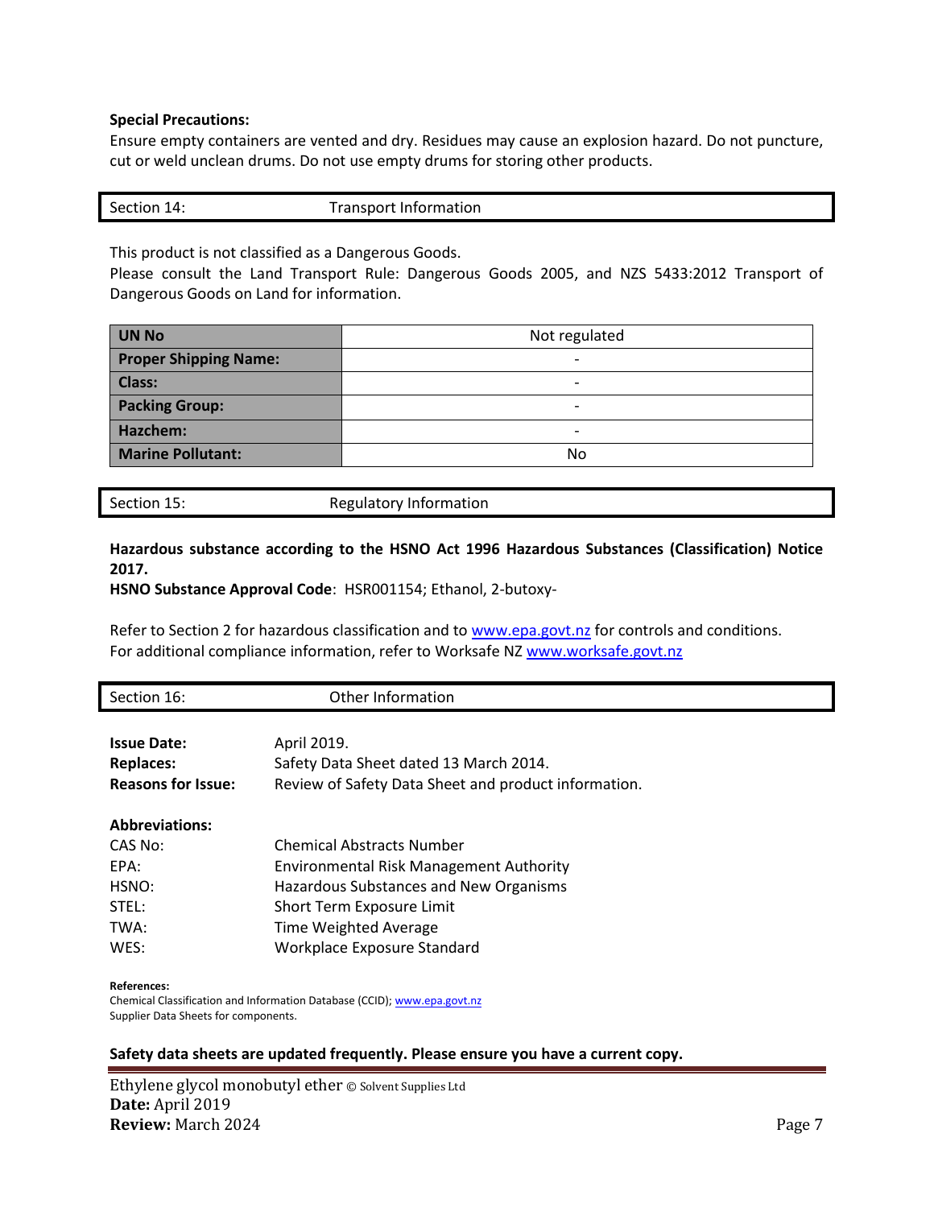**Special Precautions:**
Ensure empty containers are vented and dry. Residues may cause an explosion hazard. Do not puncture, cut or weld unclean drums. Do not use empty drums for storing other products.

## Section 14: Transport Information

This product is not classified as a Dangerous Goods.
Please consult the Land Transport Rule: Dangerous Goods 2005, and NZS 5433:2012 Transport of Dangerous Goods on Land for information.

| **UN No** | Not regulated |
|---|---|
| **Proper Shipping Name:** | - |
| **Class:** | - |
| **Packing Group:** | - |
| **Hazchem:** | - |
| **Marine Pollutant:** | No |

## Section 15: Regulatory Information

**Hazardous substance according to the HSNO Act 1996 Hazardous Substances (Classification) Notice 2017.**
**HSNO Substance Approval Code**: HSR001154; Ethanol, 2-butoxy-

Refer to Section 2 for hazardous classification and to www.epa.govt.nz for controls and conditions.
For additional compliance information, refer to Worksafe NZ www.worksafe.govt.nz

## Section 16: Other Information

**Issue Date:** April 2019.
**Replaces:** Safety Data Sheet dated 13 March 2014.
**Reasons for Issue:** Review of Safety Data Sheet and product information.

**Abbreviations:**

CAS No: Chemical Abstracts Number
EPA: Environmental Risk Management Authority
HSNO: Hazardous Substances and New Organisms
STEL: Short Term Exposure Limit
TWA: Time Weighted Average
WES: Workplace Exposure Standard

**References:**
Chemical Classification and Information Database (CCID); www.epa.govt.nz
Supplier Data Sheets for components.

**Safety data sheets are updated frequently. Please ensure you have a current copy.**

Ethylene glycol monobutyl ether © Solvent Supplies Ltd
**Date:** April 2019
**Review:** March 2024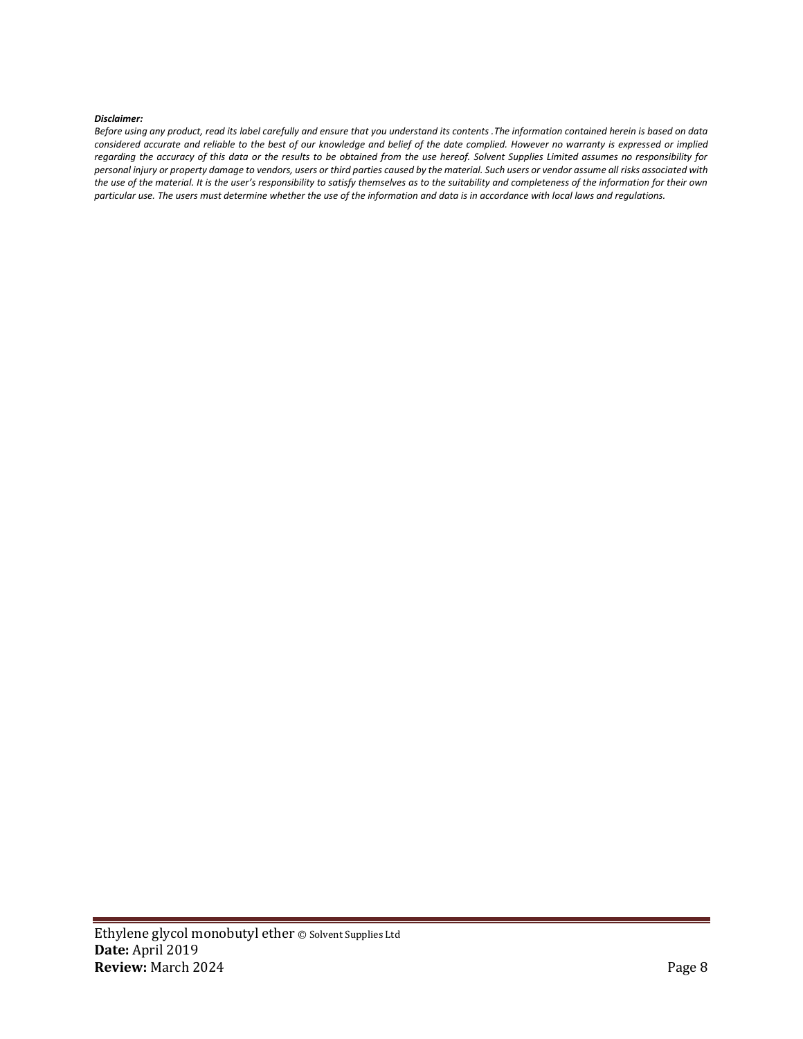***Disclaimer:***

*Before using any product, read its label carefully and ensure that you understand its contents .The information contained herein is based on data considered accurate and reliable to the best of our knowledge and belief of the date complied. However no warranty is expressed or implied regarding the accuracy of this data or the results to be obtained from the use hereof. Solvent Supplies Limited assumes no responsibility for personal injury or property damage to vendors, users or third parties caused by the material. Such users or vendor assume all risks associated with the use of the material. It is the user's responsibility to satisfy themselves as to the suitability and completeness of the information for their own particular use. The users must determine whether the use of the information and data is in accordance with local laws and regulations.*